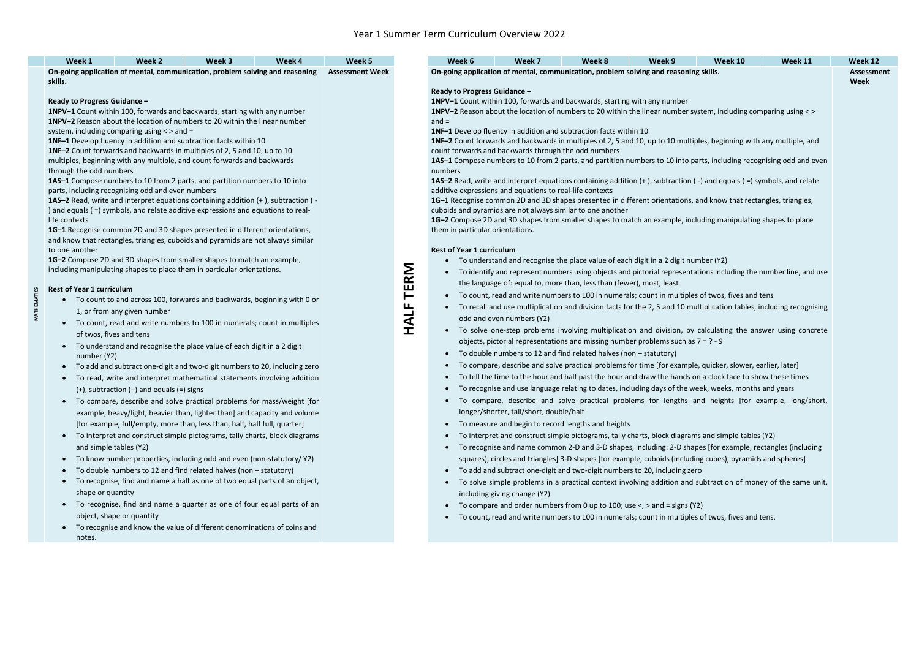# Year 1 Summer Term Curriculum Overview 2022

| | Week 1 | Week 2 | Week 3 | Week 4 | Week 5 | | Week 6 | Week 7 | Week 8 | Week 9 | Week 10 | Week 11 | Week 12 |
|---|---|---|---|---|---|---|---|---|---|---|---|---|---|
| MATHEMATICS | **On-going application of mental, communication, problem solving and reasoning skills.**<br><br>**Ready to Progress Guidance –**<br>**1NPV–1** Count within 100, forwards and backwards, starting with any number<br>**1NPV–2** Reason about the location of numbers to 20 within the linear number system, including comparing using < > and =<br>**1NF–1** Develop fluency in addition and subtraction facts within 10<br>**1NF–2** Count forwards and backwards in multiples of 2, 5 and 10, up to 10 multiples, beginning with any multiple, and count forwards and backwards through the odd numbers<br>**1AS–1** Compose numbers to 10 from 2 parts, and partition numbers to 10 into parts, including recognising odd and even numbers<br>**1AS–2** Read, write and interpret equations containing addition (+ ), subtraction ( - ) and equals ( =) symbols, and relate additive expressions and equations to real-life contexts<br>**1G–1** Recognise common 2D and 3D shapes presented in different orientations, and know that rectangles, triangles, cuboids and pyramids are not always similar to one another<br>**1G–2** Compose 2D and 3D shapes from smaller shapes to match an example, including manipulating shapes to place them in particular orientations.<br><br>**Rest of Year 1 curriculum**<br>• To count to and across 100, forwards and backwards, beginning with 0 or 1, or from any given number<br>• To count, read and write numbers to 100 in numerals; count in multiples of twos, fives and tens<br>• To understand and recognise the place value of each digit in a 2 digit number (Y2)<br>• To add and subtract one-digit and two-digit numbers to 20, including zero<br>• To read, write and interpret mathematical statements involving addition (+), subtraction (–) and equals (=) signs<br>• To compare, describe and solve practical problems for mass/weight [for example, heavy/light, heavier than, lighter than] and capacity and volume [for example, full/empty, more than, less than, half, half full, quarter]<br>• To interpret and construct simple pictograms, tally charts, block diagrams and simple tables (Y2)<br>• To know number properties, including odd and even (non-statutory/ Y2)<br>• To double numbers to 12 and find related halves (non – statutory)<br>• To recognise, find and name a half as one of two equal parts of an object, shape or quantity<br>• To recognise, find and name a quarter as one of four equal parts of an object, shape or quantity<br>• To recognise and know the value of different denominations of coins and notes. | | | | Assessment Week | HALF TERM | **On-going application of mental, communication, problem solving and reasoning skills.**<br><br>**Ready to Progress Guidance –**<br>**1NPV–1** Count within 100, forwards and backwards, starting with any number<br>**1NPV–2** Reason about the location of numbers to 20 within the linear number system, including comparing using < > and =<br>**1NF–1** Develop fluency in addition and subtraction facts within 10<br>**1NF–2** Count forwards and backwards in multiples of 2, 5 and 10, up to 10 multiples, beginning with any multiple, and count forwards and backwards through the odd numbers<br>**1AS–1** Compose numbers to 10 from 2 parts, and partition numbers to 10 into parts, including recognising odd and even numbers<br>**1AS–2** Read, write and interpret equations containing addition (+ ), subtraction ( -) and equals ( =) symbols, and relate additive expressions and equations to real-life contexts<br>**1G–1** Recognise common 2D and 3D shapes presented in different orientations, and know that rectangles, triangles, cuboids and pyramids are not always similar to one another<br>**1G–2** Compose 2D and 3D shapes from smaller shapes to match an example, including manipulating shapes to place them in particular orientations.<br><br>**Rest of Year 1 curriculum**<br>• To understand and recognise the place value of each digit in a 2 digit number (Y2)<br>• To identify and represent numbers using objects and pictorial representations including the number line, and use the language of: equal to, more than, less than (fewer), most, least<br>• To count, read and write numbers to 100 in numerals; count in multiples of twos, fives and tens<br>• To recall and use multiplication and division facts for the 2, 5 and 10 multiplication tables, including recognising odd and even numbers (Y2)<br>• To solve one-step problems involving multiplication and division, by calculating the answer using concrete objects, pictorial representations and missing number problems such as 7 = ? - 9<br>• To double numbers to 12 and find related halves (non – statutory)<br>• To compare, describe and solve practical problems for time [for example, quicker, slower, earlier, later]<br>• To tell the time to the hour and half past the hour and draw the hands on a clock face to show these times<br>• To recognise and use language relating to dates, including days of the week, weeks, months and years<br>• To compare, describe and solve practical problems for lengths and heights [for example, long/short, longer/shorter, tall/short, double/half<br>• To measure and begin to record lengths and heights<br>• To interpret and construct simple pictograms, tally charts, block diagrams and simple tables (Y2)<br>• To recognise and name common 2-D and 3-D shapes, including: 2-D shapes [for example, rectangles (including squares), circles and triangles] 3-D shapes [for example, cuboids (including cubes), pyramids and spheres]<br>• To add and subtract one-digit and two-digit numbers to 20, including zero<br>• To solve simple problems in a practical context involving addition and subtraction of money of the same unit, including giving change (Y2)<br>• To compare and order numbers from 0 up to 100; use <, > and = signs (Y2)<br>• To count, read and write numbers to 100 in numerals; count in multiples of twos, fives and tens. | | | | | | Assessment Week |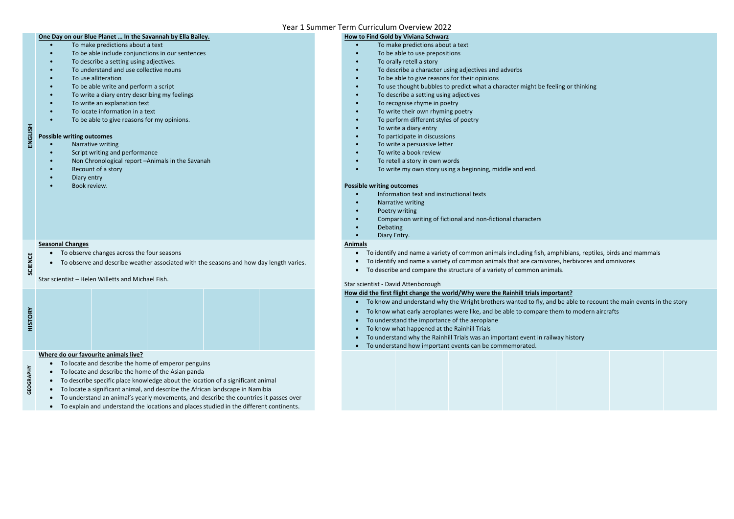# Year 1 Summer Term Curriculum Overview 2022

## ENGLISH

**One Day on our Blue Planet … In the Savannah by Ella Bailey.**

- To make predictions about a text
- To be able include conjunctions in our sentences
- To describe a setting using adjectives.
- To understand and use collective nouns
- To use alliteration
- To be able write and perform a script
- To write a diary entry describing my feelings
- To write an explanation text
- To locate information in a text
- To be able to give reasons for my opinions.

**Possible writing outcomes**

- Narrative writing
- Script writing and performance
- Non Chronological report –Animals in the Savanah
- Recount of a story
- Diary entry
- Book review.

**How to Find Gold by Viviana Schwarz**

- To make predictions about a text
- To be able to use prepositions
- To orally retell a story
- To describe a character using adjectives and adverbs
- To be able to give reasons for their opinions
- To use thought bubbles to predict what a character might be feeling or thinking
- To describe a setting using adjectives
- To recognise rhyme in poetry
- To write their own rhyming poetry
- To perform different styles of poetry
- To write a diary entry
- To participate in discussions
- To write a persuasive letter
- To write a book review
- To retell a story in own words
- To write my own story using a beginning, middle and end.

**Possible writing outcomes**

- Information text and instructional texts
- Narrative writing
- Poetry writing
- Comparison writing of fictional and non-fictional characters
- Debating
- Diary Entry.

## SCIENCE

**Seasonal Changes**

- To observe changes across the four seasons
- To observe and describe weather associated with the seasons and how day length varies.

Star scientist – Helen Willetts and Michael Fish.

**Animals**

- To identify and name a variety of common animals including fish, amphibians, reptiles, birds and mammals
- To identify and name a variety of common animals that are carnivores, herbivores and omnivores
- To describe and compare the structure of a variety of common animals.

Star scientist - David Attenborough

## HISTORY

**How did the first flight change the world/Why were the Rainhill trials important?**

- To know and understand why the Wright brothers wanted to fly, and be able to recount the main events in the story
- To know what early aeroplanes were like, and be able to compare them to modern aircrafts
- To understand the importance of the aeroplane
- To know what happened at the Rainhill Trials
- To understand why the Rainhill Trials was an important event in railway history
- To understand how important events can be commemorated.

## GEOGRAPHY

**Where do our favourite animals live?**

- To locate and describe the home of emperor penguins
- To locate and describe the home of the Asian panda
- To describe specific place knowledge about the location of a significant animal
- To locate a significant animal, and describe the African landscape in Namibia
- To understand an animal's yearly movements, and describe the countries it passes over
- To explain and understand the locations and places studied in the different continents.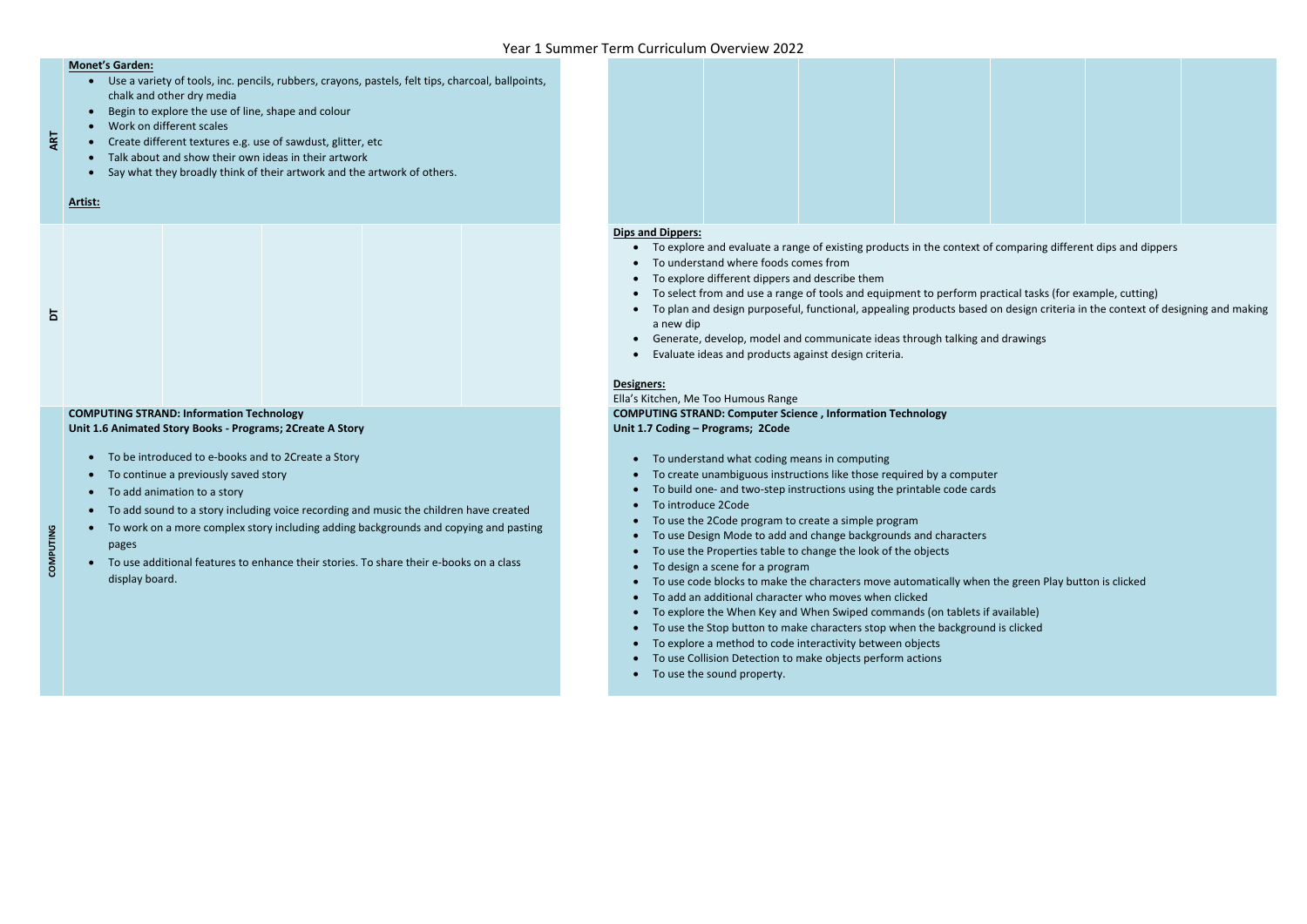# Year 1 Summer Term Curriculum Overview 2022

## ART

**Monet's Garden:**

- Use a variety of tools, inc. pencils, rubbers, crayons, pastels, felt tips, charcoal, ballpoints, chalk and other dry media
- Begin to explore the use of line, shape and colour
- Work on different scales
- Create different textures e.g. use of sawdust, glitter, etc
- Talk about and show their own ideas in their artwork
- Say what they broadly think of their artwork and the artwork of others.

**Artist:**

## DT

**Dips and Dippers:**

- To explore and evaluate a range of existing products in the context of comparing different dips and dippers
- To understand where foods comes from
- To explore different dippers and describe them
- To select from and use a range of tools and equipment to perform practical tasks (for example, cutting)
- To plan and design purposeful, functional, appealing products based on design criteria in the context of designing and making a new dip
- Generate, develop, model and communicate ideas through talking and drawings
- Evaluate ideas and products against design criteria.

**Designers:**

Ella's Kitchen, Me Too Humous Range

## COMPUTING

**COMPUTING STRAND: Information Technology**
**Unit 1.6 Animated Story Books - Programs; 2Create A Story**

- To be introduced to e-books and to 2Create a Story
- To continue a previously saved story
- To add animation to a story
- To add sound to a story including voice recording and music the children have created
- To work on a more complex story including adding backgrounds and copying and pasting pages
- To use additional features to enhance their stories. To share their e-books on a class display board.

**COMPUTING STRAND: Computer Science , Information Technology**
**Unit 1.7 Coding – Programs; 2Code**

- To understand what coding means in computing
- To create unambiguous instructions like those required by a computer
- To build one- and two-step instructions using the printable code cards
- To introduce 2Code
- To use the 2Code program to create a simple program
- To use Design Mode to add and change backgrounds and characters
- To use the Properties table to change the look of the objects
- To design a scene for a program
- To use code blocks to make the characters move automatically when the green Play button is clicked
- To add an additional character who moves when clicked
- To explore the When Key and When Swiped commands (on tablets if available)
- To use the Stop button to make characters stop when the background is clicked
- To explore a method to code interactivity between objects
- To use Collision Detection to make objects perform actions
- To use the sound property.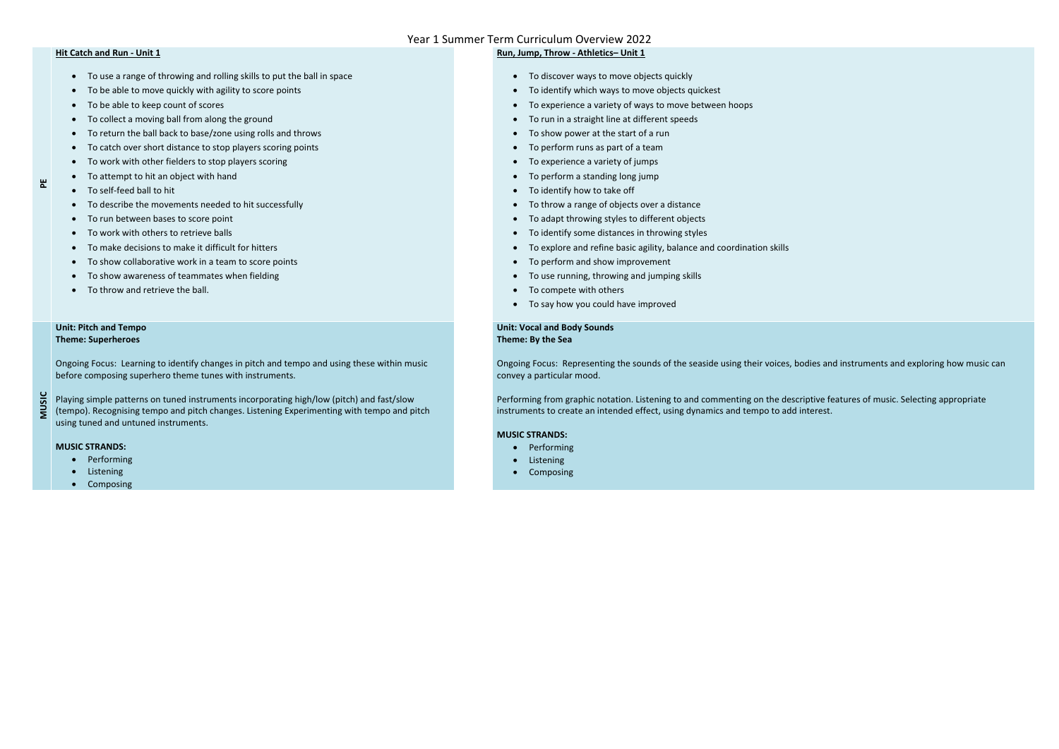# Year 1 Summer Term Curriculum Overview 2022

## PE

**Hit Catch and Run - Unit 1**

- To use a range of throwing and rolling skills to put the ball in space
- To be able to move quickly with agility to score points
- To be able to keep count of scores
- To collect a moving ball from along the ground
- To return the ball back to base/zone using rolls and throws
- To catch over short distance to stop players scoring points
- To work with other fielders to stop players scoring
- To attempt to hit an object with hand
- To self-feed ball to hit
- To describe the movements needed to hit successfully
- To run between bases to score point
- To work with others to retrieve balls
- To make decisions to make it difficult for hitters
- To show collaborative work in a team to score points
- To show awareness of teammates when fielding
- To throw and retrieve the ball.

**Run, Jump, Throw - Athletics– Unit 1**

- To discover ways to move objects quickly
- To identify which ways to move objects quickest
- To experience a variety of ways to move between hoops
- To run in a straight line at different speeds
- To show power at the start of a run
- To perform runs as part of a team
- To experience a variety of jumps
- To perform a standing long jump
- To identify how to take off
- To throw a range of objects over a distance
- To adapt throwing styles to different objects
- To identify some distances in throwing styles
- To explore and refine basic agility, balance and coordination skills
- To perform and show improvement
- To use running, throwing and jumping skills
- To compete with others
- To say how you could have improved

## MUSIC

**Unit: Pitch and Tempo**
**Theme: Superheroes**

Ongoing Focus: Learning to identify changes in pitch and tempo and using these within music before composing superhero theme tunes with instruments.

Playing simple patterns on tuned instruments incorporating high/low (pitch) and fast/slow (tempo). Recognising tempo and pitch changes. Listening Experimenting with tempo and pitch using tuned and untuned instruments.

**MUSIC STRANDS:**

- Performing
- Listening
- Composing

**Unit: Vocal and Body Sounds**
**Theme: By the Sea**

Ongoing Focus: Representing the sounds of the seaside using their voices, bodies and instruments and exploring how music can convey a particular mood.

Performing from graphic notation. Listening to and commenting on the descriptive features of music. Selecting appropriate instruments to create an intended effect, using dynamics and tempo to add interest.

**MUSIC STRANDS:**

- Performing
- Listening
- Composing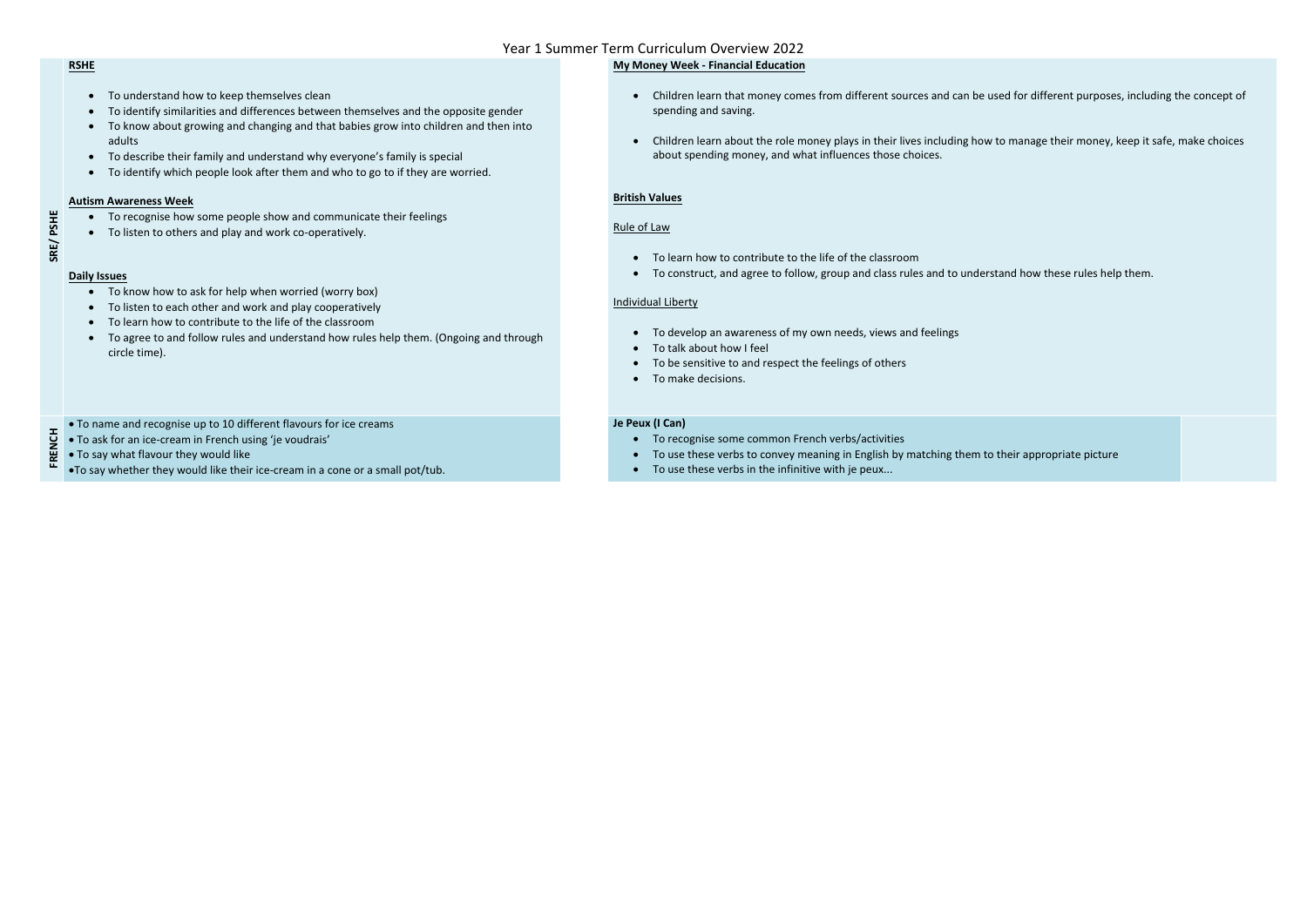# Year 1 Summer Term Curriculum Overview 2022

## SRE/ PSHE

**RSHE**

- To understand how to keep themselves clean
- To identify similarities and differences between themselves and the opposite gender
- To know about growing and changing and that babies grow into children and then into adults
- To describe their family and understand why everyone's family is special
- To identify which people look after them and who to go to if they are worried.

**Autism Awareness Week**

- To recognise how some people show and communicate their feelings
- To listen to others and play and work co-operatively.

**Daily Issues**

- To know how to ask for help when worried (worry box)
- To listen to each other and work and play cooperatively
- To learn how to contribute to the life of the classroom
- To agree to and follow rules and understand how rules help them. (Ongoing and through circle time).

**My Money Week - Financial Education**

- Children learn that money comes from different sources and can be used for different purposes, including the concept of spending and saving.
- Children learn about the role money plays in their lives including how to manage their money, keep it safe, make choices about spending money, and what influences those choices.

**British Values**

Rule of Law

- To learn how to contribute to the life of the classroom
- To construct, and agree to follow, group and class rules and to understand how these rules help them.

Individual Liberty

- To develop an awareness of my own needs, views and feelings
- To talk about how I feel
- To be sensitive to and respect the feelings of others
- To make decisions.

## FRENCH

- To name and recognise up to 10 different flavours for ice creams
- To ask for an ice-cream in French using 'je voudrais'
- To say what flavour they would like
- To say whether they would like their ice-cream in a cone or a small pot/tub.

**Je Peux (I Can)**

- To recognise some common French verbs/activities
- To use these verbs to convey meaning in English by matching them to their appropriate picture
- To use these verbs in the infinitive with je peux...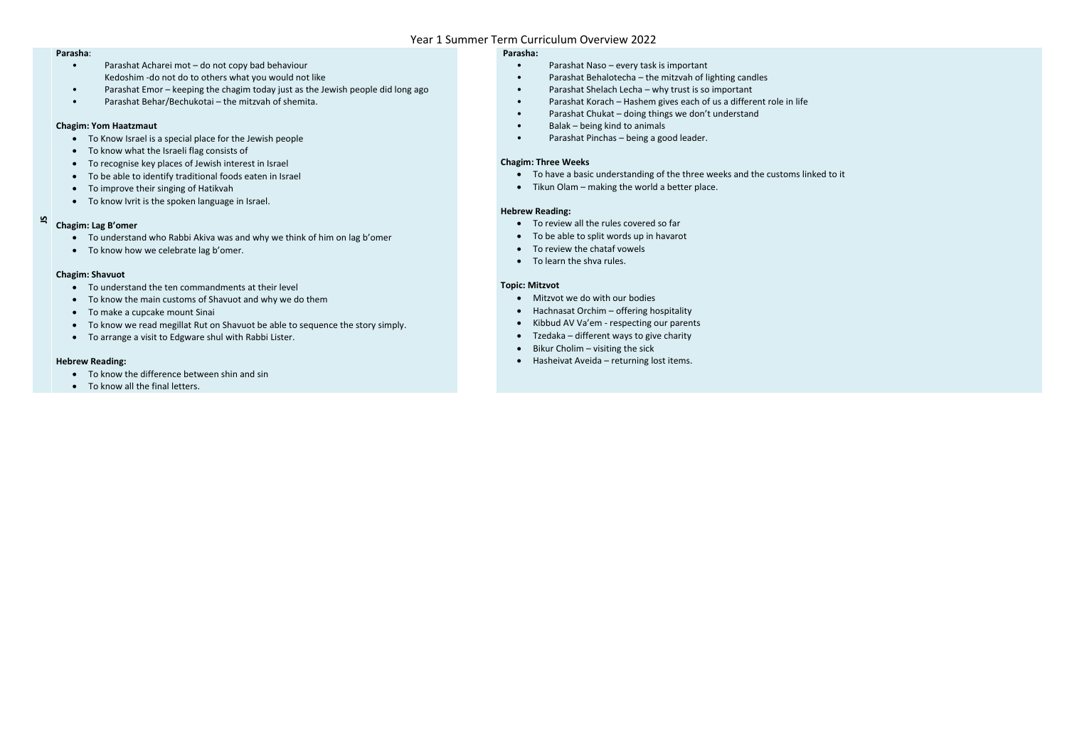# Year 1 Summer Term Curriculum Overview 2022

JS

**Parasha**:

- Parashat Acharei mot – do not copy bad behaviour
  Kedoshim -do not do to others what you would not like
- Parashat Emor – keeping the chagim today just as the Jewish people did long ago
- Parashat Behar/Bechukotai – the mitzvah of shemita.

**Chagim: Yom Haatzmaut**

- To Know Israel is a special place for the Jewish people
- To know what the Israeli flag consists of
- To recognise key places of Jewish interest in Israel
- To be able to identify traditional foods eaten in Israel
- To improve their singing of Hatikvah
- To know Ivrit is the spoken language in Israel.

**Chagim: Lag B'omer**

- To understand who Rabbi Akiva was and why we think of him on lag b'omer
- To know how we celebrate lag b'omer.

**Chagim: Shavuot**

- To understand the ten commandments at their level
- To know the main customs of Shavuot and why we do them
- To make a cupcake mount Sinai
- To know we read megillat Rut on Shavuot be able to sequence the story simply.
- To arrange a visit to Edgware shul with Rabbi Lister.

**Hebrew Reading:**

- To know the difference between shin and sin
- To know all the final letters.

**Parasha:**

- Parashat Naso – every task is important
- Parashat Behalotecha – the mitzvah of lighting candles
- Parashat Shelach Lecha – why trust is so important
- Parashat Korach – Hashem gives each of us a different role in life
- Parashat Chukat – doing things we don't understand
- Balak – being kind to animals
- Parashat Pinchas – being a good leader.

**Chagim: Three Weeks**

- To have a basic understanding of the three weeks and the customs linked to it
- Tikun Olam – making the world a better place.

**Hebrew Reading:**

- To review all the rules covered so far
- To be able to split words up in havarot
- To review the chataf vowels
- To learn the shva rules.

**Topic: Mitzvot**

- Mitzvot we do with our bodies
- Hachnasat Orchim – offering hospitality
- Kibbud AV Va'em - respecting our parents
- Tzedaka – different ways to give charity
- Bikur Cholim – visiting the sick
- Hasheivat Aveida – returning lost items.